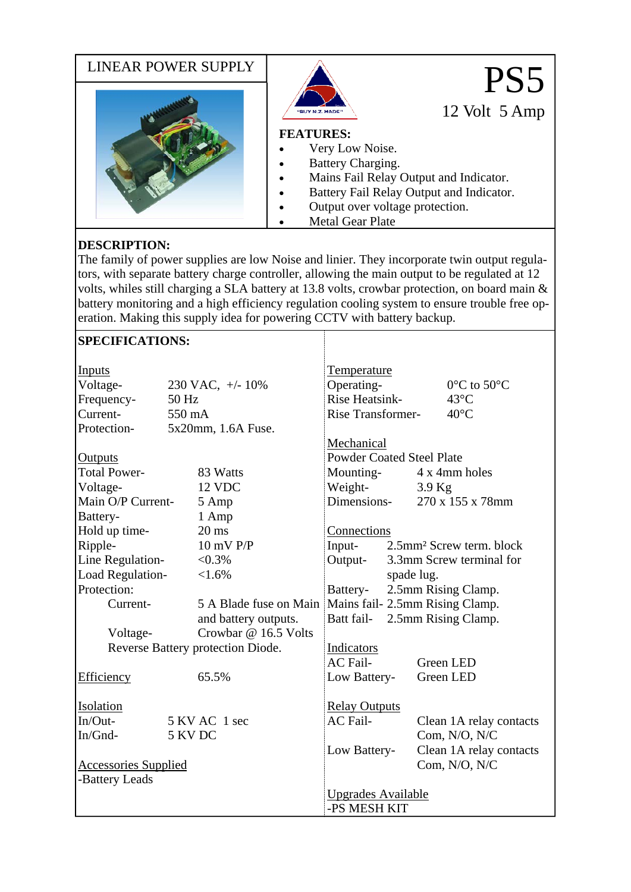LINEAR POWER SUPPLY

# PS5

12 Volt  5 Amp

"BUY N.Z. MADE"

**FEATURES:**

- Very Low Noise.
- Battery Charging.
- Mains Fail Relay Output and Indicator.
- Battery Fail Relay Output and Indicator.
- Output over voltage protection.
- Metal Gear Plate

**DESCRIPTION:**

The family of power supplies are low Noise and linier. They incorporate twin output regulators, with separate battery charge controller, allowing the main output to be regulated at 12 volts, whiles still charging a SLA battery at 13.8 volts, crowbar protection, on board main & battery monitoring and a high efficiency regulation cooling system to ensure trouble free operation. Making this supply idea for powering CCTV with battery backup.

**SPECIFICATIONS:**

Inputs

| | |
|---|---|
| Voltage- | 230 VAC, +/- 10% |
| Frequency- | 50 Hz |
| Current- | 550 mA |
| Protection- | 5x20mm, 1.6A Fuse. |

Outputs

| | |
|---|---|
| Total Power- | 83 Watts |
| Voltage- | 12 VDC |
| Main O/P Current- | 5 Amp |
| Battery- | 1 Amp |
| Hold up time- | 20 ms |
| Ripple- | 10 mV P/P |
| Line Regulation- | <0.3% |
| Load Regulation- | <1.6% |
| Protection: | |
| Current- | 5 A Blade fuse on Main and battery outputs. |
| Voltage- | Crowbar @ 16.5 Volts |

Reverse Battery protection Diode.

Efficiency  65.5%

Isolation

| | |
|---|---|
| In/Out- | 5 KV AC  1 sec |
| In/Gnd- | 5 KV DC |

Accessories Supplied

-Battery Leads

Temperature

| | |
|---|---|
| Operating- | 0°C to 50°C |
| Rise Heatsink- | 43°C |
| Rise Transformer- | 40°C |

Mechanical

Powder Coated Steel Plate

| | |
|---|---|
| Mounting- | 4 x 4mm holes |
| Weight- | 3.9 Kg |
| Dimensions- | 270 x 155 x 78mm |

Connections

| | |
|---|---|
| Input- | 2.5mm² Screw term. block |
| Output- | 3.3mm Screw terminal for spade lug. |
| Battery- | 2.5mm Rising Clamp. |
| Mains fail- | 2.5mm Rising Clamp. |
| Batt fail- | 2.5mm Rising Clamp. |

Indicators

| | |
|---|---|
| AC Fail- | Green LED |
| Low Battery- | Green LED |

Relay Outputs

| | |
|---|---|
| AC Fail- | Clean 1A relay contacts Com, N/O, N/C |
| Low Battery- | Clean 1A relay contacts Com, N/O, N/C |

Upgrades Available

-PS MESH KIT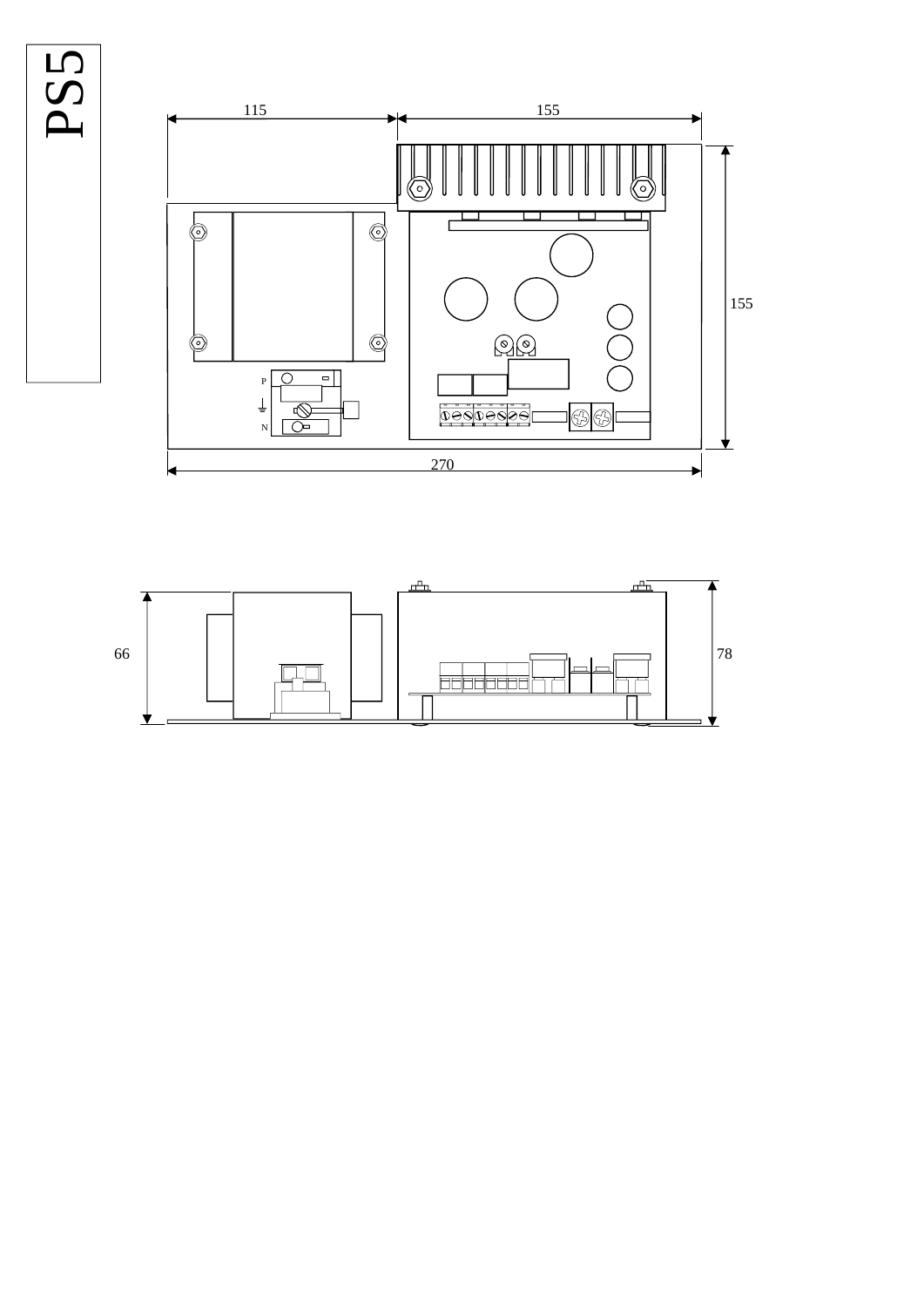# PS5

115

155

155

P

N

270

66

78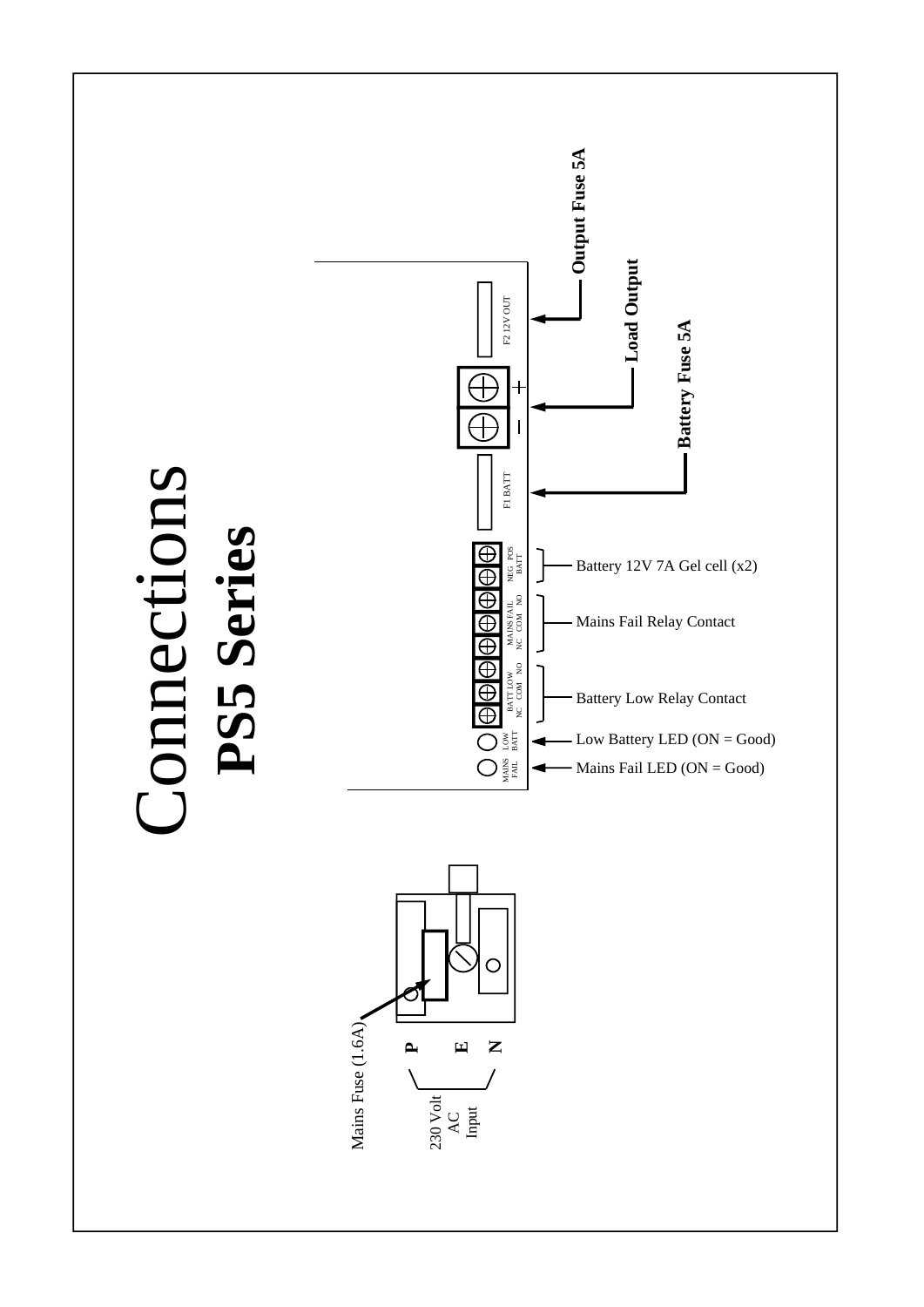# Connections

## PS5 Series

F2 12V OUT

\+

–

F1 BATT

NEG POS
BATT

MAINS FAIL
NC COM NO

BATT LOW
NC COM NO

MAINS FAIL

LOW BATT

**Output Fuse 5A**

**Load Output**

**Battery Fuse 5A**

Battery 12V 7A Gel cell (x2)

Mains Fail Relay Contact

Battery Low Relay Contact

Low Battery LED (ON = Good)

Mains Fail LED (ON = Good)

Mains Fuse (1.6A)

**P**

**E**

**N**

230 Volt
AC
Input